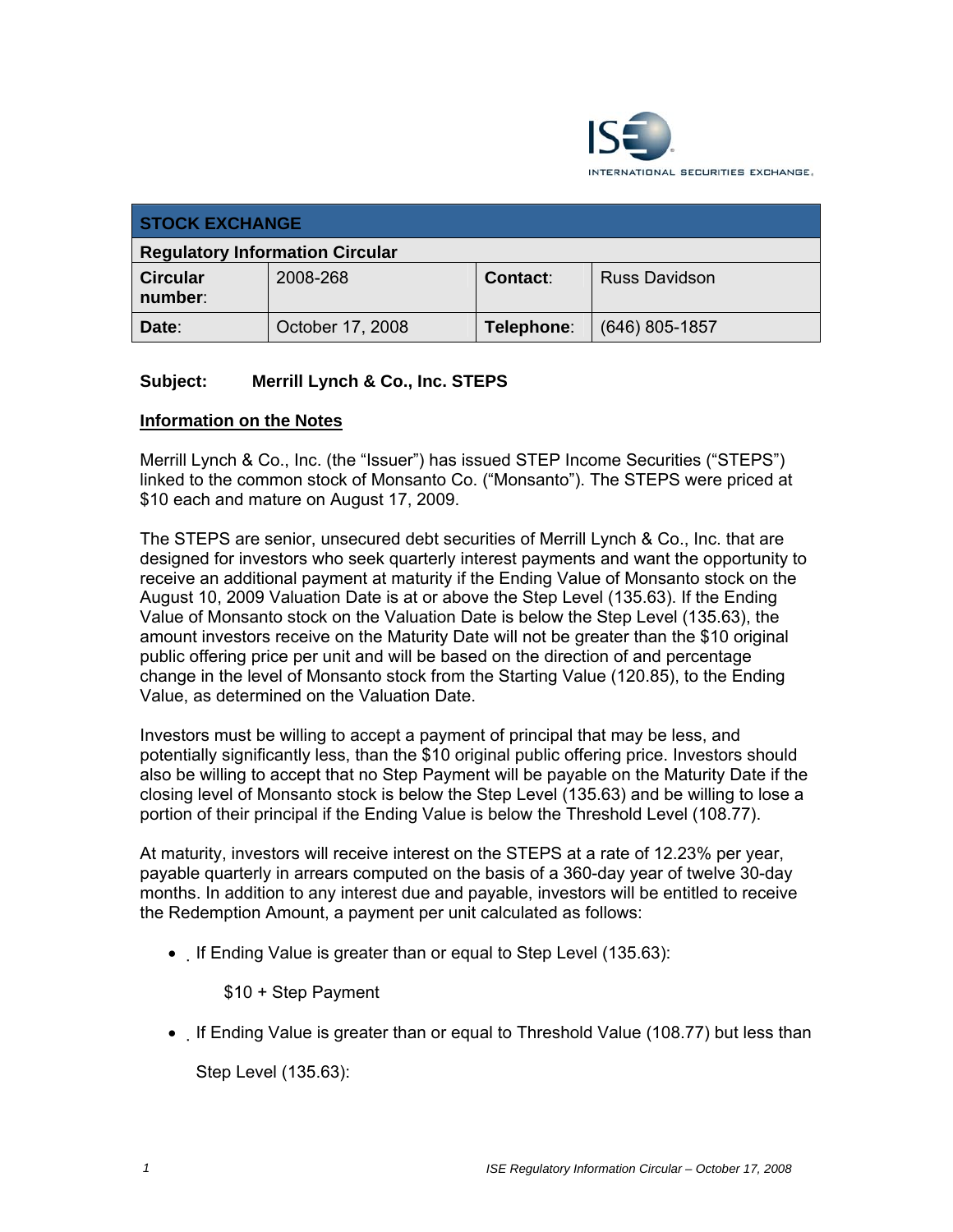| STOCK EXCHANGE | | | |
|---|---|---|---|
| **Regulatory Information Circular** | | | |
| **Circular number:** | 2008-268 | **Contact:** | Russ Davidson |
| **Date:** | October 17, 2008 | **Telephone:** | (646) 805-1857 |

**Subject: Merrill Lynch & Co., Inc. STEPS**

**Information on the Notes**

Merrill Lynch & Co., Inc. (the "Issuer") has issued STEP Income Securities ("STEPS") linked to the common stock of Monsanto Co. ("Monsanto"). The STEPS were priced at $10 each and mature on August 17, 2009.

The STEPS are senior, unsecured debt securities of Merrill Lynch & Co., Inc. that are designed for investors who seek quarterly interest payments and want the opportunity to receive an additional payment at maturity if the Ending Value of Monsanto stock on the August 10, 2009 Valuation Date is at or above the Step Level (135.63). If the Ending Value of Monsanto stock on the Valuation Date is below the Step Level (135.63), the amount investors receive on the Maturity Date will not be greater than the $10 original public offering price per unit and will be based on the direction of and percentage change in the level of Monsanto stock from the Starting Value (120.85), to the Ending Value, as determined on the Valuation Date.

Investors must be willing to accept a payment of principal that may be less, and potentially significantly less, than the $10 original public offering price. Investors should also be willing to accept that no Step Payment will be payable on the Maturity Date if the closing level of Monsanto stock is below the Step Level (135.63) and be willing to lose a portion of their principal if the Ending Value is below the Threshold Level (108.77).

At maturity, investors will receive interest on the STEPS at a rate of 12.23% per year, payable quarterly in arrears computed on the basis of a 360-day year of twelve 30-day months. In addition to any interest due and payable, investors will be entitled to receive the Redemption Amount, a payment per unit calculated as follows:

- If Ending Value is greater than or equal to Step Level (135.63):

  $10 + Step Payment

- If Ending Value is greater than or equal to Threshold Value (108.77) but less than Step Level (135.63):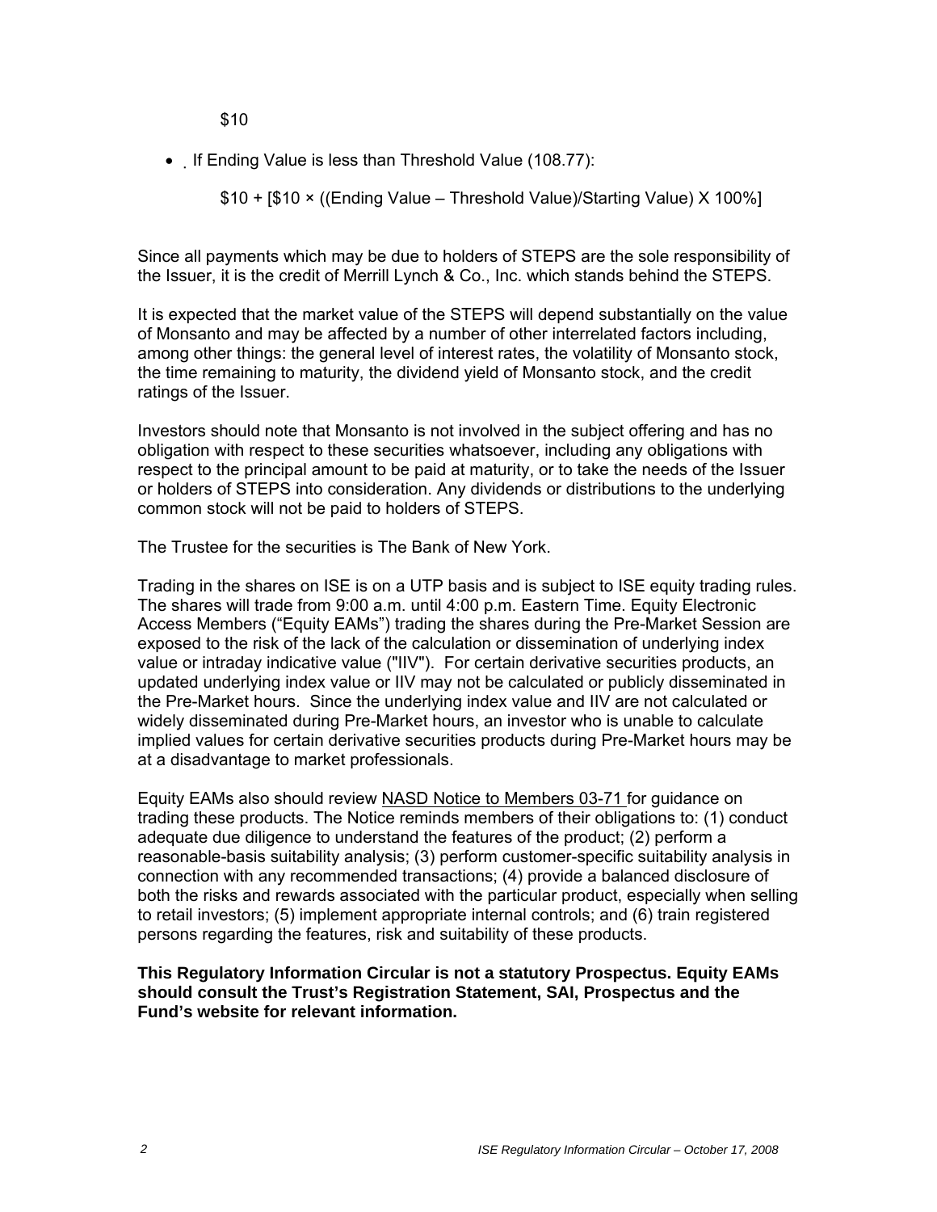$10

- If Ending Value is less than Threshold Value (108.77):

  $10 + [$10 × ((Ending Value – Threshold Value)/Starting Value) X 100%]

Since all payments which may be due to holders of STEPS are the sole responsibility of the Issuer, it is the credit of Merrill Lynch & Co., Inc. which stands behind the STEPS.

It is expected that the market value of the STEPS will depend substantially on the value of Monsanto and may be affected by a number of other interrelated factors including, among other things: the general level of interest rates, the volatility of Monsanto stock, the time remaining to maturity, the dividend yield of Monsanto stock, and the credit ratings of the Issuer.

Investors should note that Monsanto is not involved in the subject offering and has no obligation with respect to these securities whatsoever, including any obligations with respect to the principal amount to be paid at maturity, or to take the needs of the Issuer or holders of STEPS into consideration. Any dividends or distributions to the underlying common stock will not be paid to holders of STEPS.

The Trustee for the securities is The Bank of New York.

Trading in the shares on ISE is on a UTP basis and is subject to ISE equity trading rules. The shares will trade from 9:00 a.m. until 4:00 p.m. Eastern Time. Equity Electronic Access Members ("Equity EAMs") trading the shares during the Pre-Market Session are exposed to the risk of the lack of the calculation or dissemination of underlying index value or intraday indicative value ("IIV"). For certain derivative securities products, an updated underlying index value or IIV may not be calculated or publicly disseminated in the Pre-Market hours. Since the underlying index value and IIV are not calculated or widely disseminated during Pre-Market hours, an investor who is unable to calculate implied values for certain derivative securities products during Pre-Market hours may be at a disadvantage to market professionals.

Equity EAMs also should review NASD Notice to Members 03-71 for guidance on trading these products. The Notice reminds members of their obligations to: (1) conduct adequate due diligence to understand the features of the product; (2) perform a reasonable-basis suitability analysis; (3) perform customer-specific suitability analysis in connection with any recommended transactions; (4) provide a balanced disclosure of both the risks and rewards associated with the particular product, especially when selling to retail investors; (5) implement appropriate internal controls; and (6) train registered persons regarding the features, risk and suitability of these products.

**This Regulatory Information Circular is not a statutory Prospectus. Equity EAMs should consult the Trust's Registration Statement, SAI, Prospectus and the Fund's website for relevant information.**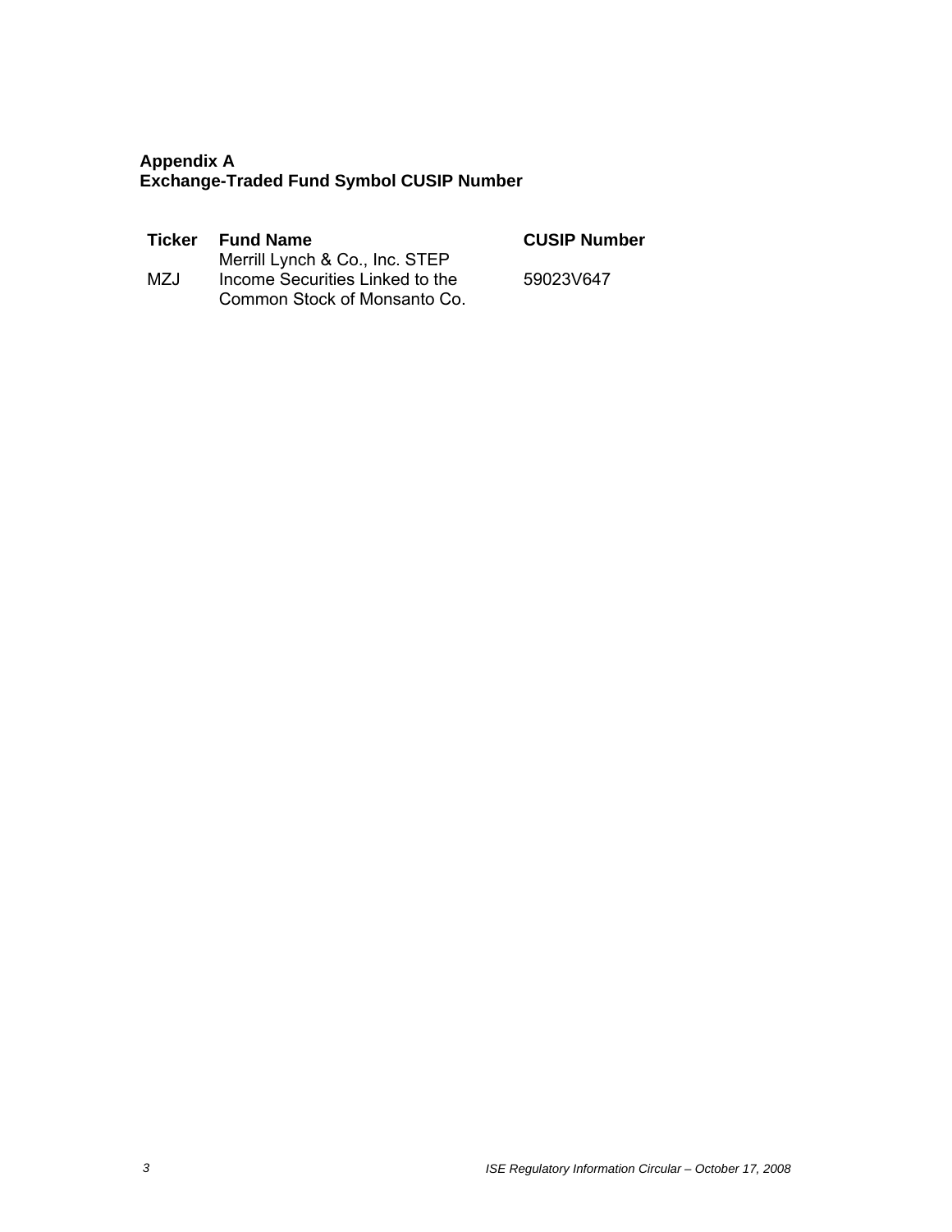**Appendix A**
**Exchange-Traded Fund Symbol CUSIP Number**

| Ticker | Fund Name | CUSIP Number |
|---|---|---|
| MZJ | Merrill Lynch & Co., Inc. STEP Income Securities Linked to the Common Stock of Monsanto Co. | 59023V647 |